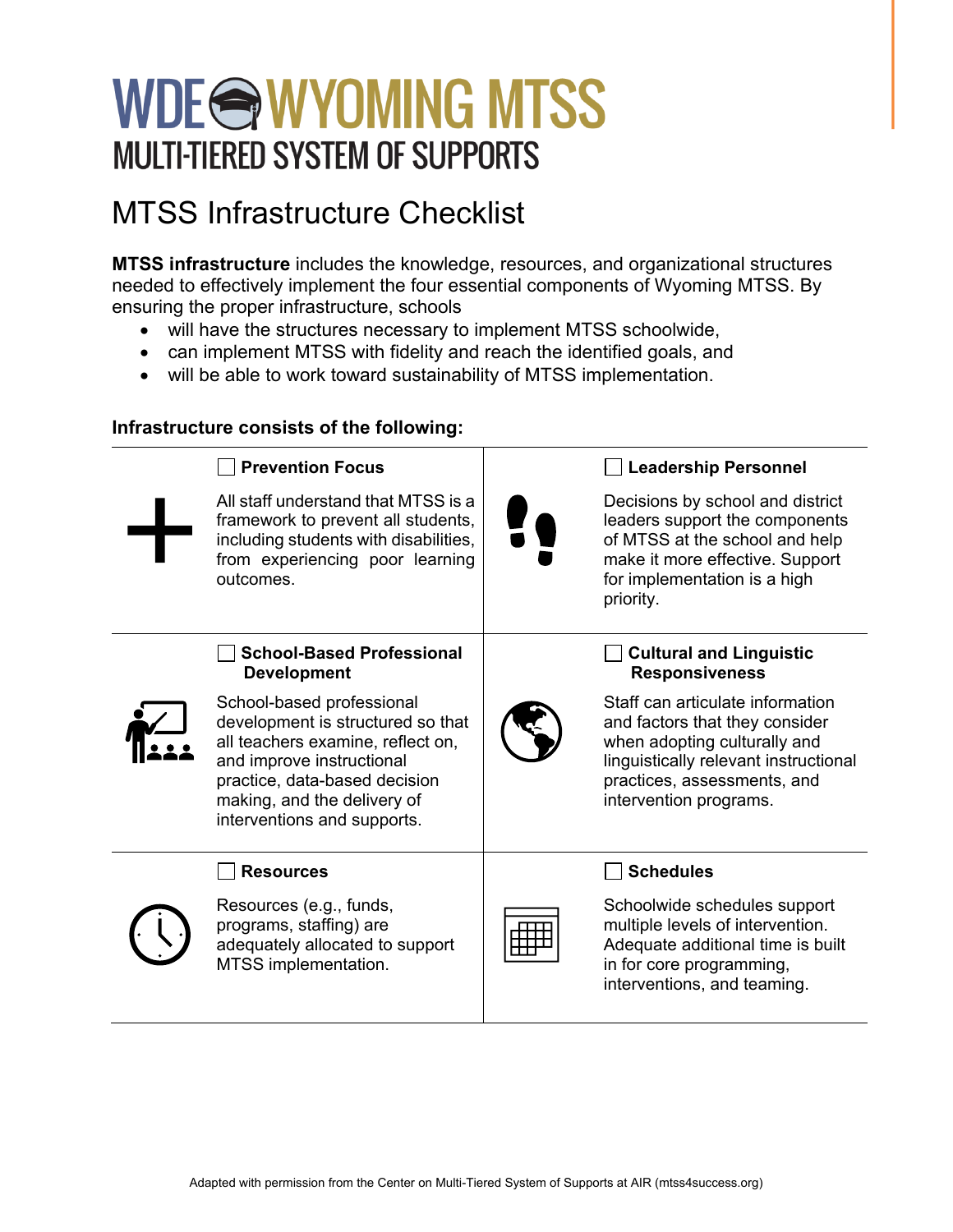# WDE WYOMING MTSS

## MULTI-TIERED SYSTEM OF SUPPORTS

# MTSS Infrastructure Checklist

**MTSS infrastructure** includes the knowledge, resources, and organizational structures needed to effectively implement the four essential components of Wyoming MTSS. By ensuring the proper infrastructure, schools

- will have the structures necessary to implement MTSS schoolwide,
- can implement MTSS with fidelity and reach the identified goals, and
- will be able to work toward sustainability of MTSS implementation.

**Infrastructure consists of the following:**

☐ **Prevention Focus**

All staff understand that MTSS is a framework to prevent all students, including students with disabilities, from experiencing poor learning outcomes.

☐ **Leadership Personnel**

Decisions by school and district leaders support the components of MTSS at the school and help make it more effective. Support for implementation is a high priority.

☐ **School-Based Professional Development**

School-based professional development is structured so that all teachers examine, reflect on, and improve instructional practice, data-based decision making, and the delivery of interventions and supports.

☐ **Cultural and Linguistic Responsiveness**

Staff can articulate information and factors that they consider when adopting culturally and linguistically relevant instructional practices, assessments, and intervention programs.

☐ **Resources**

Resources (e.g., funds, programs, staffing) are adequately allocated to support MTSS implementation.

☐ **Schedules**

Schoolwide schedules support multiple levels of intervention. Adequate additional time is built in for core programming, interventions, and teaming.

Adapted with permission from the Center on Multi-Tiered System of Supports at AIR (mtss4success.org)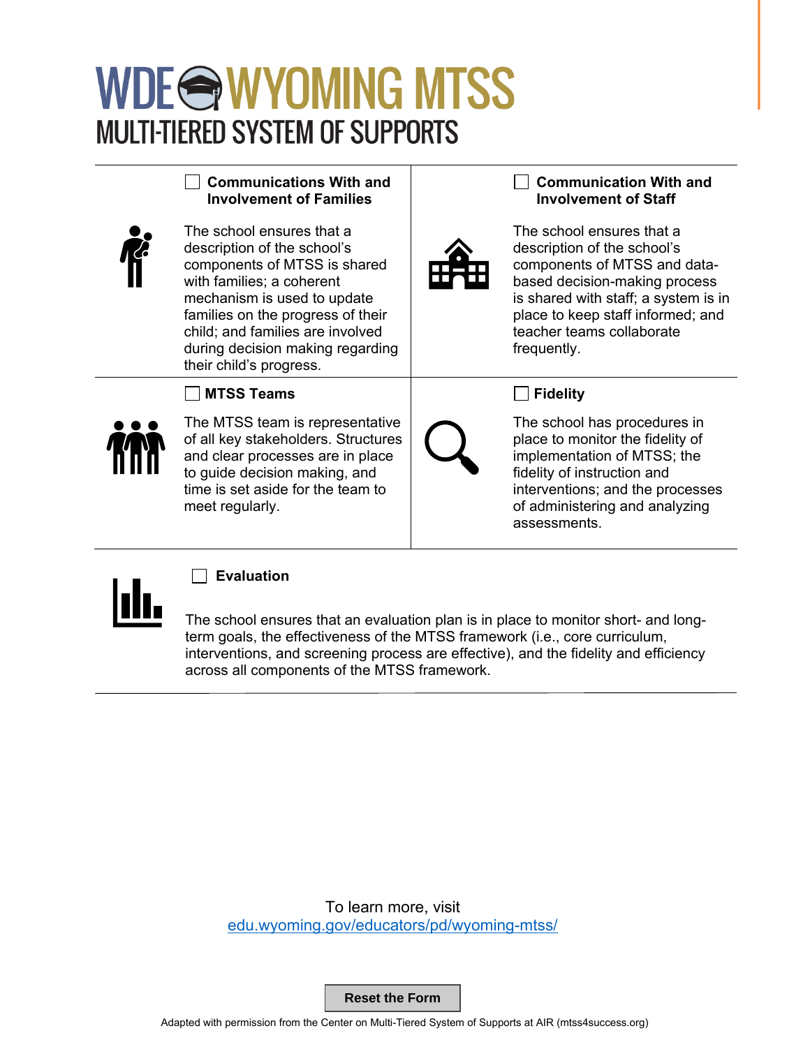# WDE WYOMING MTSS

## MULTI-TIERED SYSTEM OF SUPPORTS

☐ **Communications With and Involvement of Families**

The school ensures that a description of the school's components of MTSS is shared with families; a coherent mechanism is used to update families on the progress of their child; and families are involved during decision making regarding their child's progress.

☐ **Communication With and Involvement of Staff**

The school ensures that a description of the school's components of MTSS and data-based decision-making process is shared with staff; a system is in place to keep staff informed; and teacher teams collaborate frequently.

☐ **MTSS Teams**

The MTSS team is representative of all key stakeholders. Structures and clear processes are in place to guide decision making, and time is set aside for the team to meet regularly.

☐ **Fidelity**

The school has procedures in place to monitor the fidelity of implementation of MTSS; the fidelity of instruction and interventions; and the processes of administering and analyzing assessments.

☐ **Evaluation**

The school ensures that an evaluation plan is in place to monitor short- and long-term goals, the effectiveness of the MTSS framework (i.e., core curriculum, interventions, and screening process are effective), and the fidelity and efficiency across all components of the MTSS framework.

To learn more, visit
edu.wyoming.gov/educators/pd/wyoming-mtss/

Reset the Form

Adapted with permission from the Center on Multi-Tiered System of Supports at AIR (mtss4success.org)